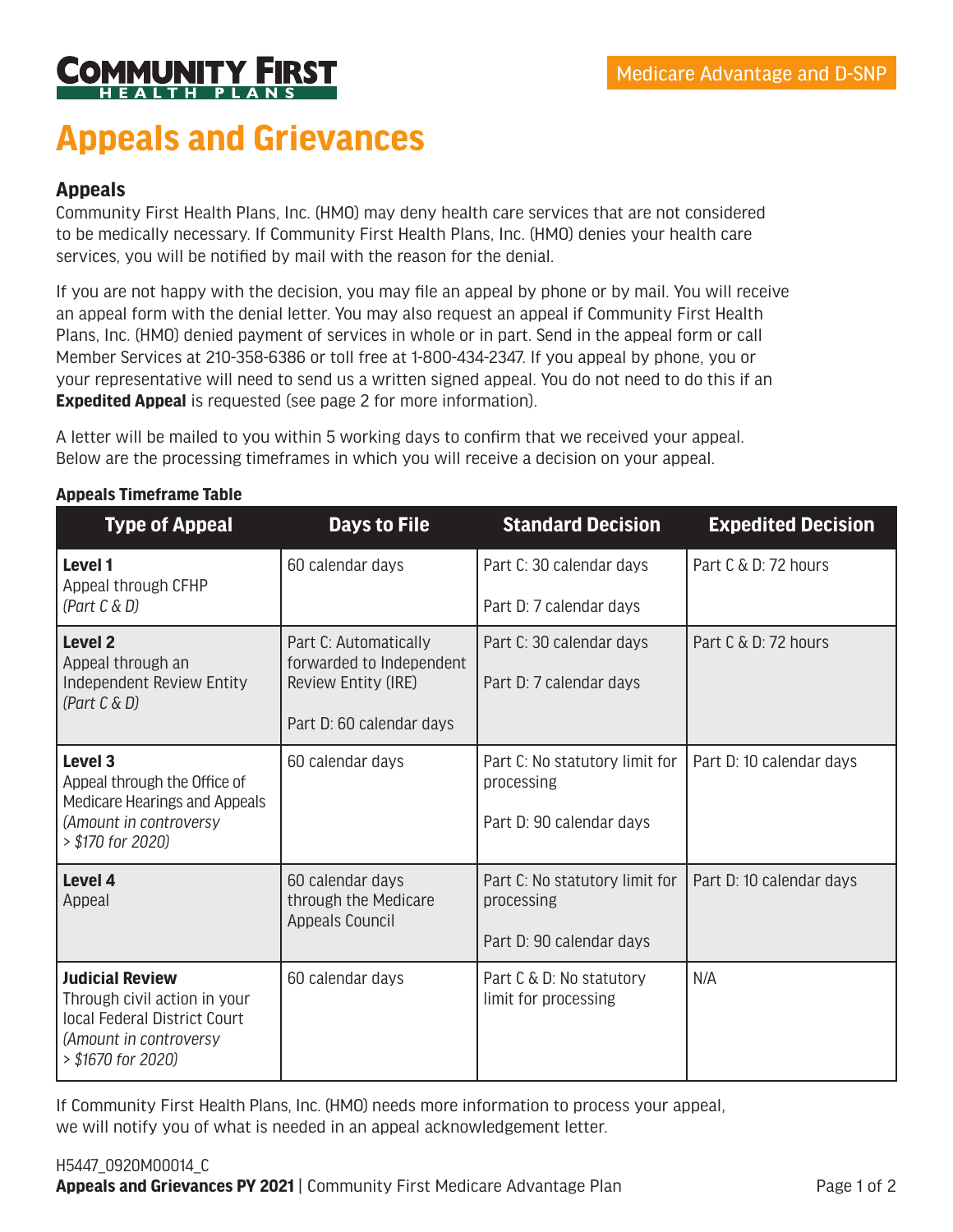Community First Health Plans

Medicare Advantage and D-SNP

# Appeals and Grievances

## Appeals

Community First Health Plans, Inc. (HMO) may deny health care services that are not considered to be medically necessary. If Community First Health Plans, Inc. (HMO) denies your health care services, you will be notified by mail with the reason for the denial.

If you are not happy with the decision, you may file an appeal by phone or by mail. You will receive an appeal form with the denial letter. You may also request an appeal if Community First Health Plans, Inc. (HMO) denied payment of services in whole or in part. Send in the appeal form or call Member Services at 210-358-6386 or toll free at 1-800-434-2347. If you appeal by phone, you or your representative will need to send us a written signed appeal. You do not need to do this if an **Expedited Appeal** is requested (see page 2 for more information).

A letter will be mailed to you within 5 working days to confirm that we received your appeal. Below are the processing timeframes in which you will receive a decision on your appeal.

**Appeals Timeframe Table**

| Type of Appeal | Days to File | Standard Decision | Expedited Decision |
|---|---|---|---|
| **Level 1** Appeal through CFHP *(Part C & D)* | 60 calendar days | Part C: 30 calendar days<br>Part D: 7 calendar days | Part C & D: 72 hours |
| **Level 2** Appeal through an Independent Review Entity *(Part C & D)* | Part C: Automatically forwarded to Independent Review Entity (IRE)<br>Part D: 60 calendar days | Part C: 30 calendar days<br>Part D: 7 calendar days | Part C & D: 72 hours |
| **Level 3** Appeal through the Office of Medicare Hearings and Appeals *(Amount in controversy > $170 for 2020)* | 60 calendar days | Part C: No statutory limit for processing<br>Part D: 90 calendar days | Part D: 10 calendar days |
| **Level 4** Appeal | 60 calendar days through the Medicare Appeals Council | Part C: No statutory limit for processing<br>Part D: 90 calendar days | Part D: 10 calendar days |
| **Judicial Review** Through civil action in your local Federal District Court *(Amount in controversy > $1670 for 2020)* | 60 calendar days | Part C & D: No statutory limit for processing | N/A |

If Community First Health Plans, Inc. (HMO) needs more information to process your appeal, we will notify you of what is needed in an appeal acknowledgement letter.

H5447_0920M00014_C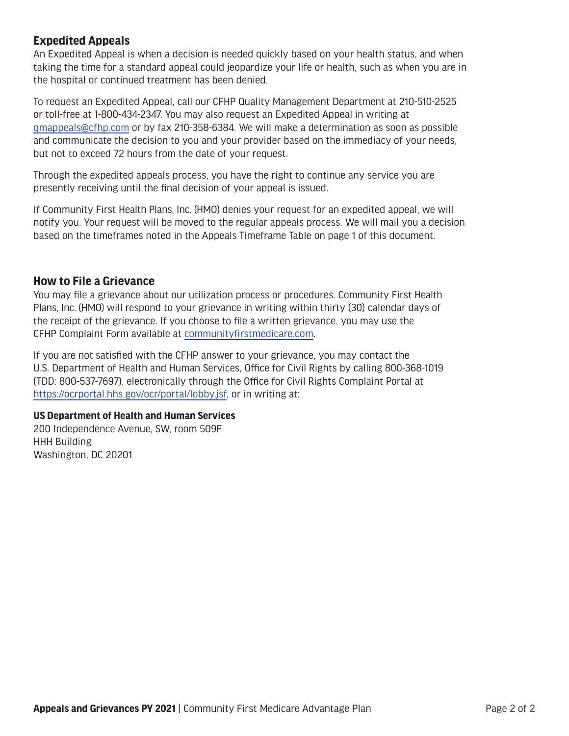## Expedited Appeals

An Expedited Appeal is when a decision is needed quickly based on your health status, and when taking the time for a standard appeal could jeopardize your life or health, such as when you are in the hospital or continued treatment has been denied.

To request an Expedited Appeal, call our CFHP Quality Management Department at 210-510-2525 or toll-free at 1-800-434-2347. You may also request an Expedited Appeal in writing at qmappeals@cfhp.com or by fax 210-358-6384. We will make a determination as soon as possible and communicate the decision to you and your provider based on the immediacy of your needs, but not to exceed 72 hours from the date of your request.

Through the expedited appeals process, you have the right to continue any service you are presently receiving until the final decision of your appeal is issued.

If Community First Health Plans, Inc. (HMO) denies your request for an expedited appeal, we will notify you. Your request will be moved to the regular appeals process. We will mail you a decision based on the timeframes noted in the Appeals Timeframe Table on page 1 of this document.

## How to File a Grievance

You may file a grievance about our utilization process or procedures. Community First Health Plans, Inc. (HMO) will respond to your grievance in writing within thirty (30) calendar days of the receipt of the grievance. If you choose to file a written grievance, you may use the CFHP Complaint Form available at communityfirstmedicare.com.

If you are not satisfied with the CFHP answer to your grievance, you may contact the U.S. Department of Health and Human Services, Office for Civil Rights by calling 800-368-1019 (TDD: 800-537-7697), electronically through the Office for Civil Rights Complaint Portal at https://ocrportal.hhs.gov/ocr/portal/lobby.jsf, or in writing at:

**US Department of Health and Human Services**
200 Independence Avenue, SW, room 509F
HHH Building
Washington, DC 20201